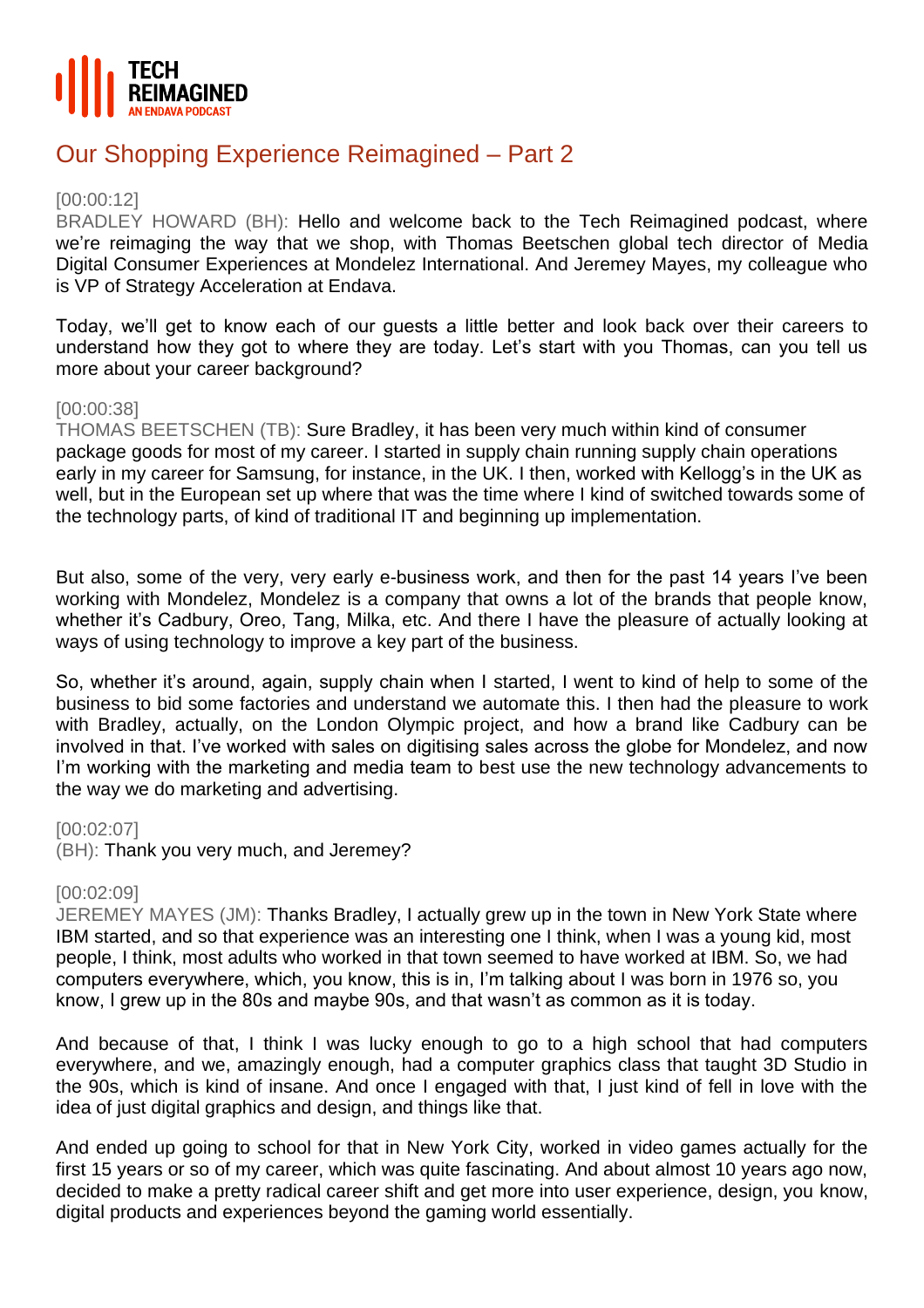# Our Shopping Experience Reimagined – Part 2

[00:00:12]
BRADLEY HOWARD (BH): Hello and welcome back to the Tech Reimagined podcast, where we're reimaging the way that we shop, with Thomas Beetschen global tech director of Media Digital Consumer Experiences at Mondelez International. And Jeremey Mayes, my colleague who is VP of Strategy Acceleration at Endava.

Today, we'll get to know each of our guests a little better and look back over their careers to understand how they got to where they are today. Let's start with you Thomas, can you tell us more about your career background?

[00:00:38]
THOMAS BEETSCHEN (TB): Sure Bradley, it has been very much within kind of consumer package goods for most of my career. I started in supply chain running supply chain operations early in my career for Samsung, for instance, in the UK. I then, worked with Kellogg's in the UK as well, but in the European set up where that was the time where I kind of switched towards some of the technology parts, of kind of traditional IT and beginning up implementation.

But also, some of the very, very early e-business work, and then for the past 14 years I've been working with Mondelez, Mondelez is a company that owns a lot of the brands that people know, whether it's Cadbury, Oreo, Tang, Milka, etc. And there I have the pleasure of actually looking at ways of using technology to improve a key part of the business.

So, whether it's around, again, supply chain when I started, I went to kind of help to some of the business to bid some factories and understand we automate this. I then had the pleasure to work with Bradley, actually, on the London Olympic project, and how a brand like Cadbury can be involved in that. I've worked with sales on digitising sales across the globe for Mondelez, and now I'm working with the marketing and media team to best use the new technology advancements to the way we do marketing and advertising.

[00:02:07]
(BH): Thank you very much, and Jeremey?

[00:02:09]
JEREMEY MAYES (JM): Thanks Bradley, I actually grew up in the town in New York State where IBM started, and so that experience was an interesting one I think, when I was a young kid, most people, I think, most adults who worked in that town seemed to have worked at IBM. So, we had computers everywhere, which, you know, this is in, I'm talking about I was born in 1976 so, you know, I grew up in the 80s and maybe 90s, and that wasn't as common as it is today.

And because of that, I think I was lucky enough to go to a high school that had computers everywhere, and we, amazingly enough, had a computer graphics class that taught 3D Studio in the 90s, which is kind of insane. And once I engaged with that, I just kind of fell in love with the idea of just digital graphics and design, and things like that.

And ended up going to school for that in New York City, worked in video games actually for the first 15 years or so of my career, which was quite fascinating. And about almost 10 years ago now, decided to make a pretty radical career shift and get more into user experience, design, you know, digital products and experiences beyond the gaming world essentially.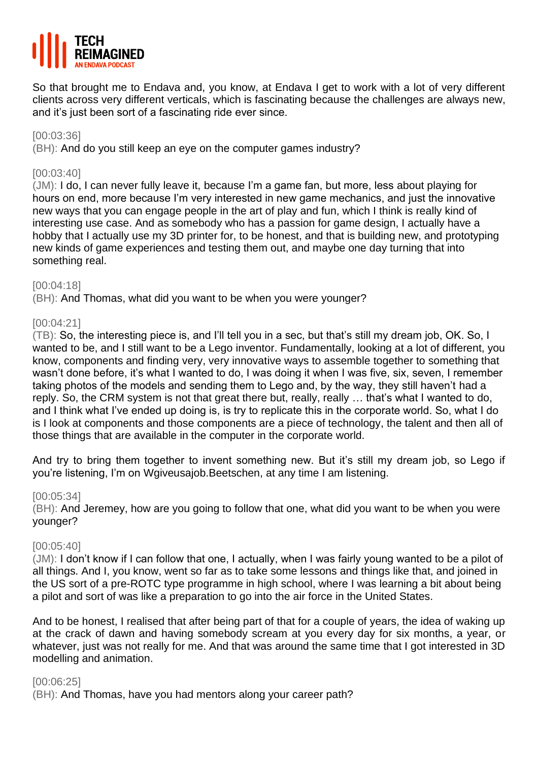So that brought me to Endava and, you know, at Endava I get to work with a lot of very different clients across very different verticals, which is fascinating because the challenges are always new, and it's just been sort of a fascinating ride ever since.

[00:03:36]
(BH): And do you still keep an eye on the computer games industry?

[00:03:40]
(JM): I do, I can never fully leave it, because I'm a game fan, but more, less about playing for hours on end, more because I'm very interested in new game mechanics, and just the innovative new ways that you can engage people in the art of play and fun, which I think is really kind of interesting use case. And as somebody who has a passion for game design, I actually have a hobby that I actually use my 3D printer for, to be honest, and that is building new, and prototyping new kinds of game experiences and testing them out, and maybe one day turning that into something real.

[00:04:18]
(BH): And Thomas, what did you want to be when you were younger?

[00:04:21]
(TB): So, the interesting piece is, and I'll tell you in a sec, but that's still my dream job, OK. So, I wanted to be, and I still want to be a Lego inventor. Fundamentally, looking at a lot of different, you know, components and finding very, very innovative ways to assemble together to something that wasn't done before, it's what I wanted to do, I was doing it when I was five, six, seven, I remember taking photos of the models and sending them to Lego and, by the way, they still haven't had a reply. So, the CRM system is not that great there but, really, really … that's what I wanted to do, and I think what I've ended up doing is, is try to replicate this in the corporate world. So, what I do is I look at components and those components are a piece of technology, the talent and then all of those things that are available in the computer in the corporate world.

And try to bring them together to invent something new. But it's still my dream job, so Lego if you're listening, I'm on Wgiveusajob.Beetschen, at any time I am listening.

[00:05:34]
(BH): And Jeremey, how are you going to follow that one, what did you want to be when you were younger?

[00:05:40]
(JM): I don't know if I can follow that one, I actually, when I was fairly young wanted to be a pilot of all things. And I, you know, went so far as to take some lessons and things like that, and joined in the US sort of a pre-ROTC type programme in high school, where I was learning a bit about being a pilot and sort of was like a preparation to go into the air force in the United States.

And to be honest, I realised that after being part of that for a couple of years, the idea of waking up at the crack of dawn and having somebody scream at you every day for six months, a year, or whatever, just was not really for me. And that was around the same time that I got interested in 3D modelling and animation.

[00:06:25]
(BH): And Thomas, have you had mentors along your career path?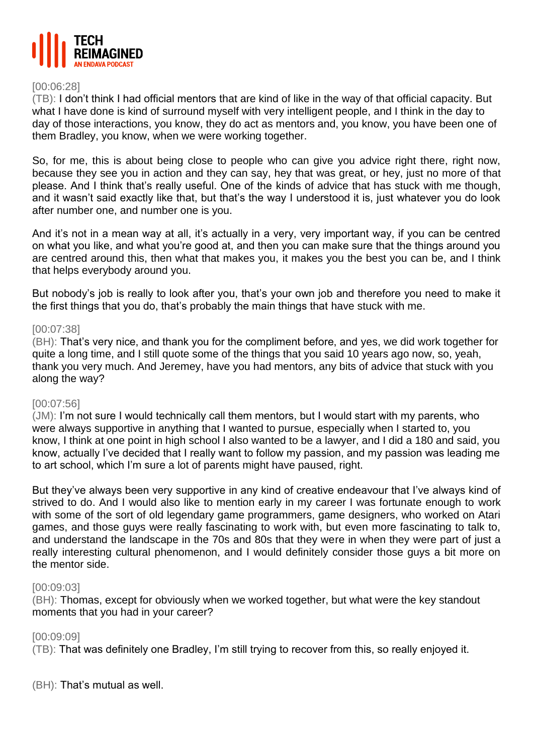[00:06:28]
(TB): I don't think I had official mentors that are kind of like in the way of that official capacity. But what I have done is kind of surround myself with very intelligent people, and I think in the day to day of those interactions, you know, they do act as mentors and, you know, you have been one of them Bradley, you know, when we were working together.

So, for me, this is about being close to people who can give you advice right there, right now, because they see you in action and they can say, hey that was great, or hey, just no more of that please. And I think that's really useful. One of the kinds of advice that has stuck with me though, and it wasn't said exactly like that, but that's the way I understood it is, just whatever you do look after number one, and number one is you.

And it's not in a mean way at all, it's actually in a very, very important way, if you can be centred on what you like, and what you're good at, and then you can make sure that the things around you are centred around this, then what that makes you, it makes you the best you can be, and I think that helps everybody around you.

But nobody's job is really to look after you, that's your own job and therefore you need to make it the first things that you do, that's probably the main things that have stuck with me.

[00:07:38]
(BH): That's very nice, and thank you for the compliment before, and yes, we did work together for quite a long time, and I still quote some of the things that you said 10 years ago now, so, yeah, thank you very much. And Jeremey, have you had mentors, any bits of advice that stuck with you along the way?

[00:07:56]
(JM): I'm not sure I would technically call them mentors, but I would start with my parents, who were always supportive in anything that I wanted to pursue, especially when I started to, you know, I think at one point in high school I also wanted to be a lawyer, and I did a 180 and said, you know, actually I've decided that I really want to follow my passion, and my passion was leading me to art school, which I'm sure a lot of parents might have paused, right.

But they've always been very supportive in any kind of creative endeavour that I've always kind of strived to do. And I would also like to mention early in my career I was fortunate enough to work with some of the sort of old legendary game programmers, game designers, who worked on Atari games, and those guys were really fascinating to work with, but even more fascinating to talk to, and understand the landscape in the 70s and 80s that they were in when they were part of just a really interesting cultural phenomenon, and I would definitely consider those guys a bit more on the mentor side.

[00:09:03]
(BH): Thomas, except for obviously when we worked together, but what were the key standout moments that you had in your career?

[00:09:09]
(TB): That was definitely one Bradley, I'm still trying to recover from this, so really enjoyed it.

(BH): That's mutual as well.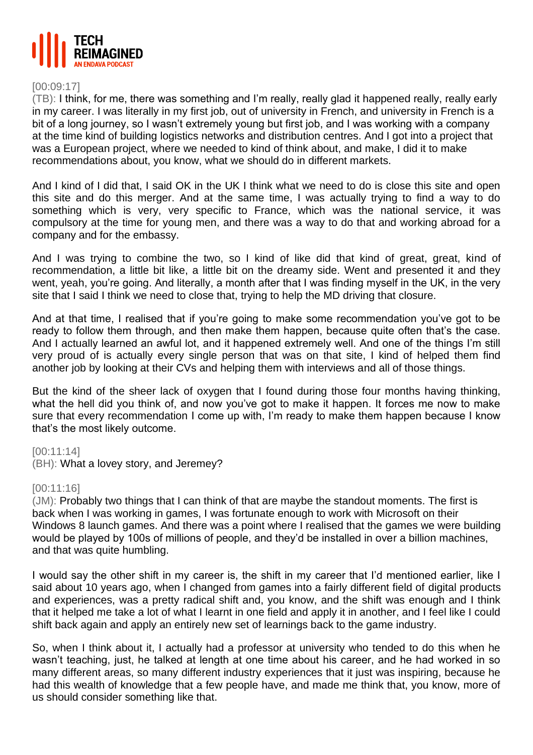[00:09:17]

(TB): I think, for me, there was something and I'm really, really glad it happened really, really early in my career. I was literally in my first job, out of university in French, and university in French is a bit of a long journey, so I wasn't extremely young but first job, and I was working with a company at the time kind of building logistics networks and distribution centres. And I got into a project that was a European project, where we needed to kind of think about, and make, I did it to make recommendations about, you know, what we should do in different markets.

And I kind of I did that, I said OK in the UK I think what we need to do is close this site and open this site and do this merger. And at the same time, I was actually trying to find a way to do something which is very, very specific to France, which was the national service, it was compulsory at the time for young men, and there was a way to do that and working abroad for a company and for the embassy.

And I was trying to combine the two, so I kind of like did that kind of great, great, kind of recommendation, a little bit like, a little bit on the dreamy side. Went and presented it and they went, yeah, you're going. And literally, a month after that I was finding myself in the UK, in the very site that I said I think we need to close that, trying to help the MD driving that closure.

And at that time, I realised that if you're going to make some recommendation you've got to be ready to follow them through, and then make them happen, because quite often that's the case. And I actually learned an awful lot, and it happened extremely well. And one of the things I'm still very proud of is actually every single person that was on that site, I kind of helped them find another job by looking at their CVs and helping them with interviews and all of those things.

But the kind of the sheer lack of oxygen that I found during those four months having thinking, what the hell did you think of, and now you've got to make it happen. It forces me now to make sure that every recommendation I come up with, I'm ready to make them happen because I know that's the most likely outcome.

[00:11:14]

(BH): What a lovey story, and Jeremey?

[00:11:16]

(JM): Probably two things that I can think of that are maybe the standout moments. The first is back when I was working in games, I was fortunate enough to work with Microsoft on their Windows 8 launch games. And there was a point where I realised that the games we were building would be played by 100s of millions of people, and they'd be installed in over a billion machines, and that was quite humbling.

I would say the other shift in my career is, the shift in my career that I'd mentioned earlier, like I said about 10 years ago, when I changed from games into a fairly different field of digital products and experiences, was a pretty radical shift and, you know, and the shift was enough and I think that it helped me take a lot of what I learnt in one field and apply it in another, and I feel like I could shift back again and apply an entirely new set of learnings back to the game industry.

So, when I think about it, I actually had a professor at university who tended to do this when he wasn't teaching, just, he talked at length at one time about his career, and he had worked in so many different areas, so many different industry experiences that it just was inspiring, because he had this wealth of knowledge that a few people have, and made me think that, you know, more of us should consider something like that.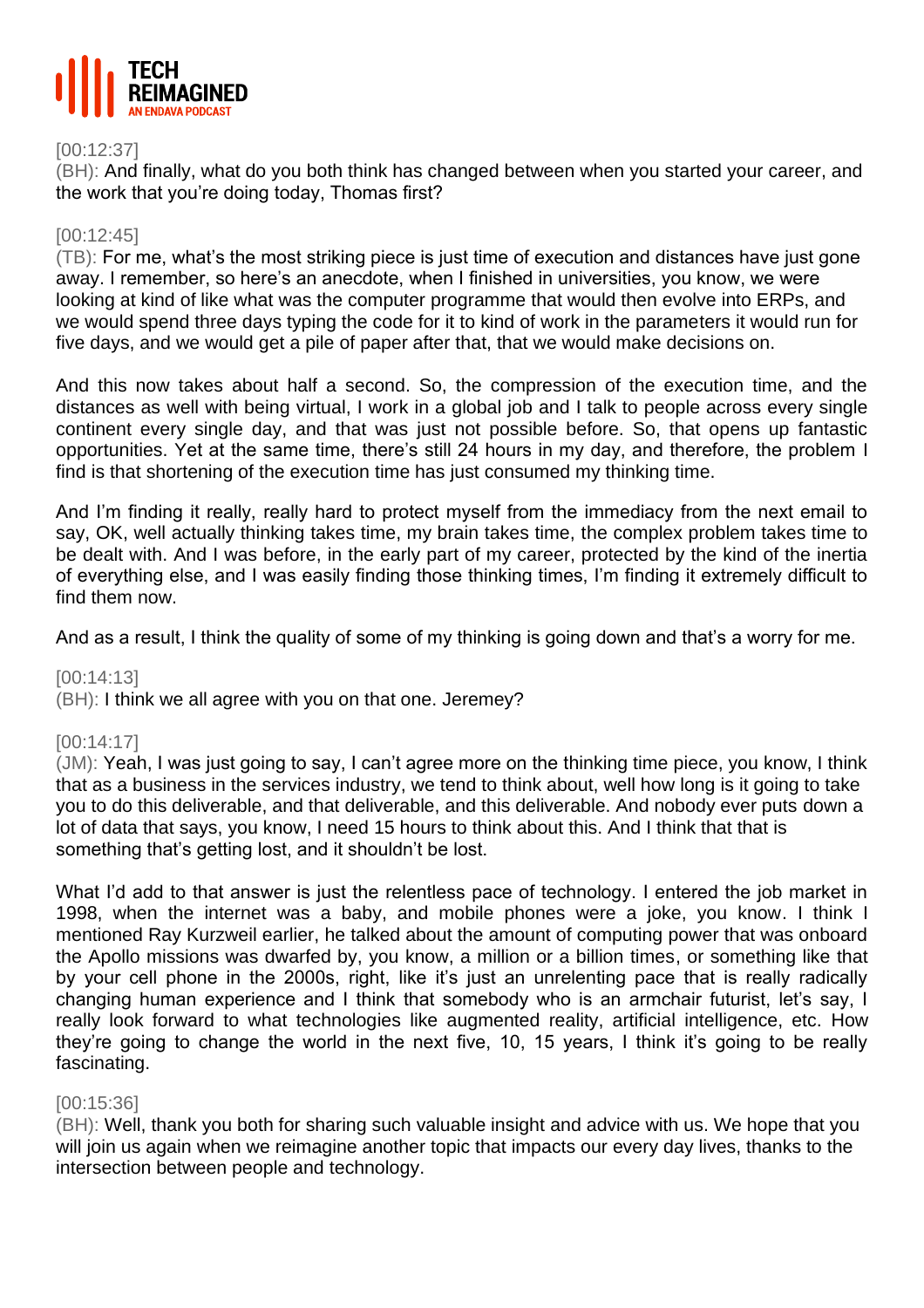[00:12:37]
(BH): And finally, what do you both think has changed between when you started your career, and the work that you're doing today, Thomas first?

[00:12:45]
(TB): For me, what's the most striking piece is just time of execution and distances have just gone away. I remember, so here's an anecdote, when I finished in universities, you know, we were looking at kind of like what was the computer programme that would then evolve into ERPs, and we would spend three days typing the code for it to kind of work in the parameters it would run for five days, and we would get a pile of paper after that, that we would make decisions on.

And this now takes about half a second. So, the compression of the execution time, and the distances as well with being virtual, I work in a global job and I talk to people across every single continent every single day, and that was just not possible before. So, that opens up fantastic opportunities. Yet at the same time, there's still 24 hours in my day, and therefore, the problem I find is that shortening of the execution time has just consumed my thinking time.

And I'm finding it really, really hard to protect myself from the immediacy from the next email to say, OK, well actually thinking takes time, my brain takes time, the complex problem takes time to be dealt with. And I was before, in the early part of my career, protected by the kind of the inertia of everything else, and I was easily finding those thinking times, I'm finding it extremely difficult to find them now.

And as a result, I think the quality of some of my thinking is going down and that's a worry for me.

[00:14:13]
(BH): I think we all agree with you on that one. Jeremey?

[00:14:17]
(JM): Yeah, I was just going to say, I can't agree more on the thinking time piece, you know, I think that as a business in the services industry, we tend to think about, well how long is it going to take you to do this deliverable, and that deliverable, and this deliverable. And nobody ever puts down a lot of data that says, you know, I need 15 hours to think about this. And I think that that is something that's getting lost, and it shouldn't be lost.

What I'd add to that answer is just the relentless pace of technology. I entered the job market in 1998, when the internet was a baby, and mobile phones were a joke, you know. I think I mentioned Ray Kurzweil earlier, he talked about the amount of computing power that was onboard the Apollo missions was dwarfed by, you know, a million or a billion times, or something like that by your cell phone in the 2000s, right, like it's just an unrelenting pace that is really radically changing human experience and I think that somebody who is an armchair futurist, let's say, I really look forward to what technologies like augmented reality, artificial intelligence, etc. How they're going to change the world in the next five, 10, 15 years, I think it's going to be really fascinating.

[00:15:36]
(BH): Well, thank you both for sharing such valuable insight and advice with us. We hope that you will join us again when we reimagine another topic that impacts our every day lives, thanks to the intersection between people and technology.